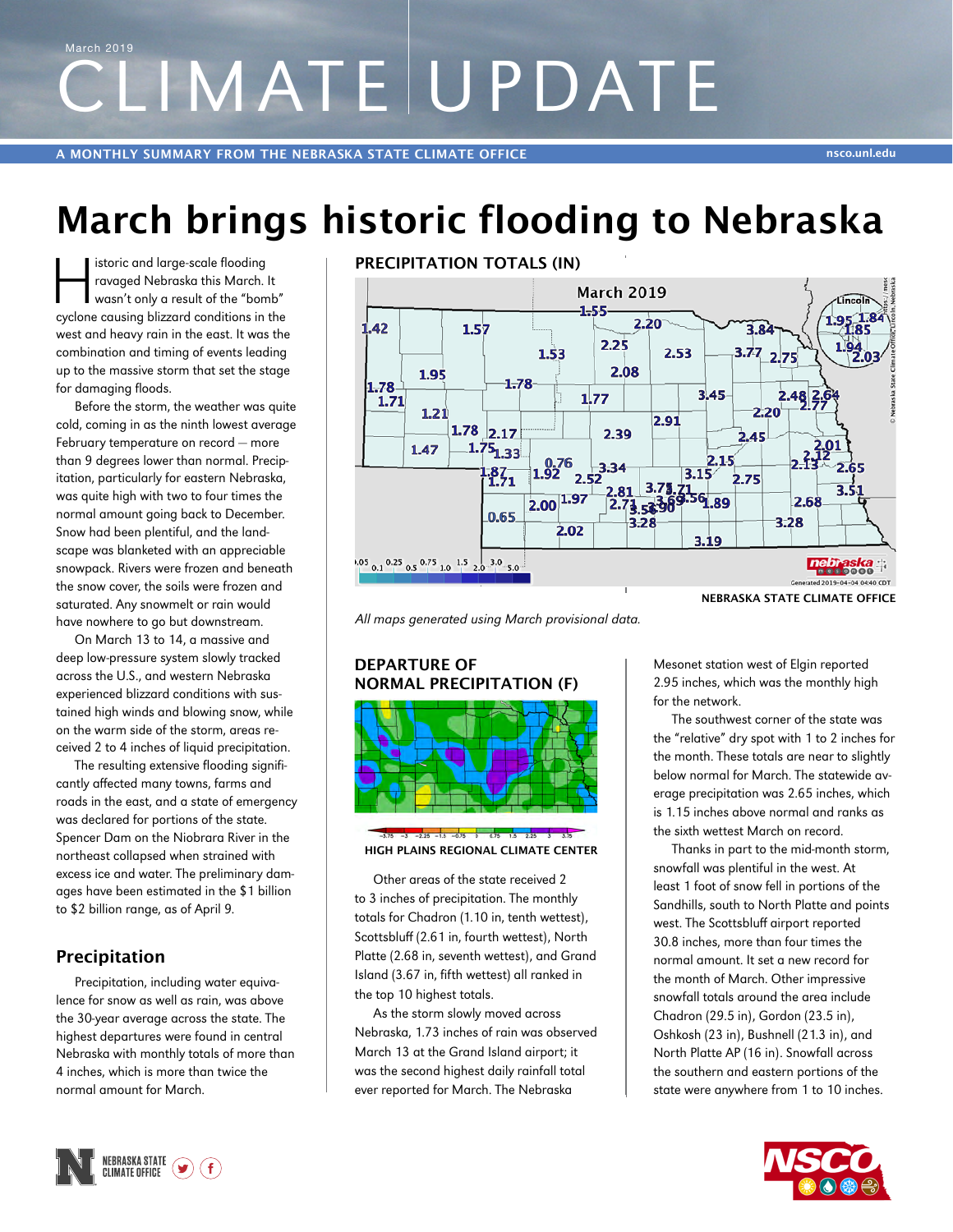March 2019

# CLIMATE UPDATE

A MONTHLY SUMMARY FROM THE NEBRASKA STATE CLIMATE OFFICE

nsco.unl.edu

# March brings historic flooding to Nebraska

Historic and large-scale flooding ravaged Nebraska this March. It wasn't only a result of the "bomb" cyclone causing blizzard conditions in the west and heavy rain in the east. It was the combination and timing of events leading up to the massive storm that set the stage for damaging floods.

Before the storm, the weather was quite cold, coming in as the ninth lowest average February temperature on record — more than 9 degrees lower than normal. Precipitation, particularly for eastern Nebraska, was quite high with two to four times the normal amount going back to December. Snow had been plentiful, and the landscape was blanketed with an appreciable snowpack. Rivers were frozen and beneath the snow cover, the soils were frozen and saturated. Any snowmelt or rain would have nowhere to go but downstream.

On March 13 to 14, a massive and deep low-pressure system slowly tracked across the U.S., and western Nebraska experienced blizzard conditions with sustained high winds and blowing snow, while on the warm side of the storm, areas received 2 to 4 inches of liquid precipitation.

The resulting extensive flooding significantly affected many towns, farms and roads in the east, and a state of emergency was declared for portions of the state. Spencer Dam on the Niobrara River in the northeast totally collapsed when strained with excess ice and water. The preliminary damages have been estimated in the $1 billion to $2 billion range, as of April 9.

## Precipitation

Precipitation, including water equivalence for snow as well as rain, was above the 30-year average across the state. The highest departures were found in central Nebraska with monthly totals of more than 4 inches, which is more than twice the normal amount for March.

**PRECIPITATION TOTALS (IN)**

NEBRASKA STATE CLIMATE OFFICE

*All maps generated using March provisional data.*

**DEPARTURE OF NORMAL PRECIPITATION (F)**

HIGH PLAINS REGIONAL CLIMATE CENTER

Other areas of the state received 2 to 3 inches of precipitation. The monthly totals for Chadron (1.10 in, tenth wettest), Scottsbluff (2.61 in, fourth wettest), North Platte (2.68 in, seventh wettest), and Grand Island (3.67 in, fifth wettest) all ranked in the top 10 highest totals.

As the storm slowly moved across Nebraska, 1.73 inches of rain was observed March 13 at the Grand Island airport; it was the second highest daily rainfall total ever reported for March. The Nebraska Mesonet station west of Elgin reported 2.95 inches, which was the monthly high for the network.

The southwest corner of the state was the "relative" dry spot with 1 to 2 inches for the month. These totals are near to slightly below normal for March. The statewide average precipitation was 2.65 inches, which is 1.15 inches above normal and ranks as the sixth wettest March on record.

Thanks in part to the mid-month storm, snowfall was plentiful in the west. At least 1 foot of snow fell in portions of the Sandhills, south to North Platte and points west. The Scottsbluff airport reported 30.8 inches, more than four times the normal amount. It set a new record for the month of March. Other impressive snowfall totals around the area include Chadron (29.5 in), Gordon (23.5 in), Oshkosh (23 in), Bushnell (21.3 in), and North Platte AP (16 in). Snowfall across the southern and eastern portions of the state were anywhere from 1 to 10 inches.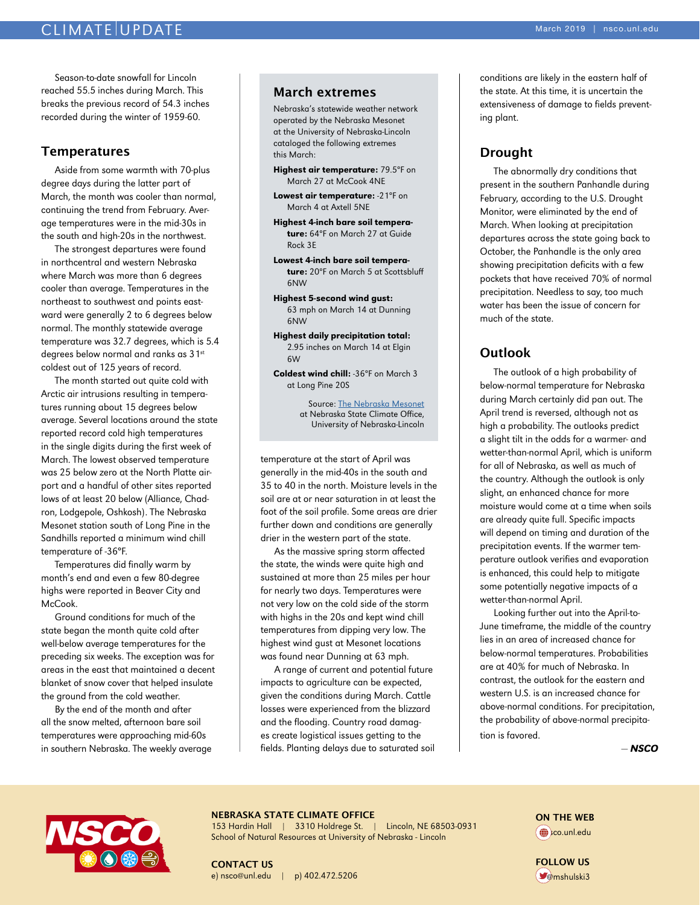Season-to-date snowfall for Lincoln reached 55.5 inches during March. This breaks the previous record of 54.3 inches recorded during the winter of 1959-60.

## Temperatures

Aside from some warmth with 70-plus degree days during the latter part of March, the month was cooler than normal, continuing the trend from February. Average temperatures were in the mid-30s in the south and high-20s in the northwest.

The strongest departures were found in northcentral and western Nebraska where March was more than 6 degrees cooler than average. Temperatures in the northeast to southwest and points eastward were generally 2 to 6 degrees below normal. The monthly statewide average temperature was 32.7 degrees, which is 5.4 degrees below normal and ranks as 31st coldest out of 125 years of record.

The month started out quite cold with Arctic air intrusions resulting in temperatures running about 15 degrees below average. Several locations around the state reported record cold high temperatures in the single digits during the first week of March. The lowest observed temperature was 25 below zero at the North Platte airport and a handful of other sites reported lows of at least 20 below (Alliance, Chadron, Lodgepole, Oshkosh). The Nebraska Mesonet station south of Long Pine in the Sandhills reported a minimum wind chill temperature of -36°F.

Temperatures did finally warm by month's end and even a few 80-degree highs were reported in Beaver City and McCook.

Ground conditions for much of the state began the month quite cold after well-below average temperatures for the preceding six weeks. The exception was for areas in the east that maintained a decent blanket of snow cover that helped insulate the ground from the cold weather.

By the end of the month and after all the snow melted, afternoon bare soil temperatures were approaching mid-60s in southern Nebraska. The weekly average temperature at the start of April was generally in the mid-40s in the south and 35 to 40 in the north. Moisture levels in the soil are at or near saturation in at least the foot of the soil profile. Some areas are drier further down and conditions are generally drier in the western part of the state.

As the massive spring storm affected the state, the winds were quite high and sustained at more than 25 miles per hour for nearly two days. Temperatures were not very low on the cold side of the storm with highs in the 20s and kept wind chill temperatures from dipping very low. The highest wind gust at Mesonet locations was found near Dunning at 63 mph.

A range of current and potential future impacts to agriculture can be expected, given the conditions during March. Cattle losses were experienced from the blizzard and the flooding. Country road damages create logistical issues getting to the fields. Planting delays due to saturated soil conditions are likely in the eastern half of the state. At this time, it is uncertain the extensiveness of damage to fields preventing plant.

## March extremes

Nebraska's statewide weather network operated by the Nebraska Mesonet at the University of Nebraska-Lincoln cataloged the following extremes this March:

**Highest air temperature:** 79.5°F on March 27 at McCook 4NE

**Lowest air temperature:** -21°F on March 4 at Axtell 5NE

**Highest 4-inch bare soil temperature:** 64°F on March 27 at Guide Rock 3E

**Lowest 4-inch bare soil temperature:** 20°F on March 5 at Scottsbluff 6NW

**Highest 5-second wind gust:** 63 mph on March 14 at Dunning 6NW

**Highest daily precipitation total:** 2.95 inches on March 14 at Elgin 6W

**Coldest wind chill:** -36°F on March 3 at Long Pine 20S

Source: The Nebraska Mesonet at Nebraska State Climate Office, University of Nebraska-Lincoln

## Drought

The abnormally dry conditions that present in the southern Panhandle during February, according to the U.S. Drought Monitor, were eliminated by the end of March. When looking at precipitation departures across the state going back to October, the Panhandle is the only area showing precipitation deficits with a few pockets that have received 70% of normal precipitation. Needless to say, too much water has been the issue of concern for much of the state.

## Outlook

The outlook of a high probability of below-normal temperature for Nebraska during March certainly did pan out. The April trend is reversed, although not as high a probability. The outlooks predict a slight tilt in the odds for a warmer- and wetter-than-normal April, which is uniform for all of Nebraska, as well as much of the country. Although the outlook is only slight, an enhanced chance for more moisture would come at a time when soils are already quite full. Specific impacts will depend on timing and duration of the precipitation events. If the warmer temperature outlook verifies and evaporation is enhanced, this could help to mitigate some potentially negative impacts of a wetter-than-normal April.

Looking further out into the April-to-June timeframe, the middle of the country lies in an area of increased chance for below-normal temperatures. Probabilities are at 40% for much of Nebraska. In contrast, the outlook for the eastern and western U.S. is an increased chance for above-normal conditions. For precipitation, the probability of above-normal precipitation is favored.

— ***NSCO***

**NEBRASKA STATE CLIMATE OFFICE**
153 Hardin Hall | 3310 Holdrege St. | Lincoln, NE 68503-0931
School of Natural Resources at University of Nebraska - Lincoln

**CONTACT US**
e) nsco@unl.edu | p) 402.472.5206

**ON THE WEB**
nsco.unl.edu

**FOLLOW US**
@mshulski3